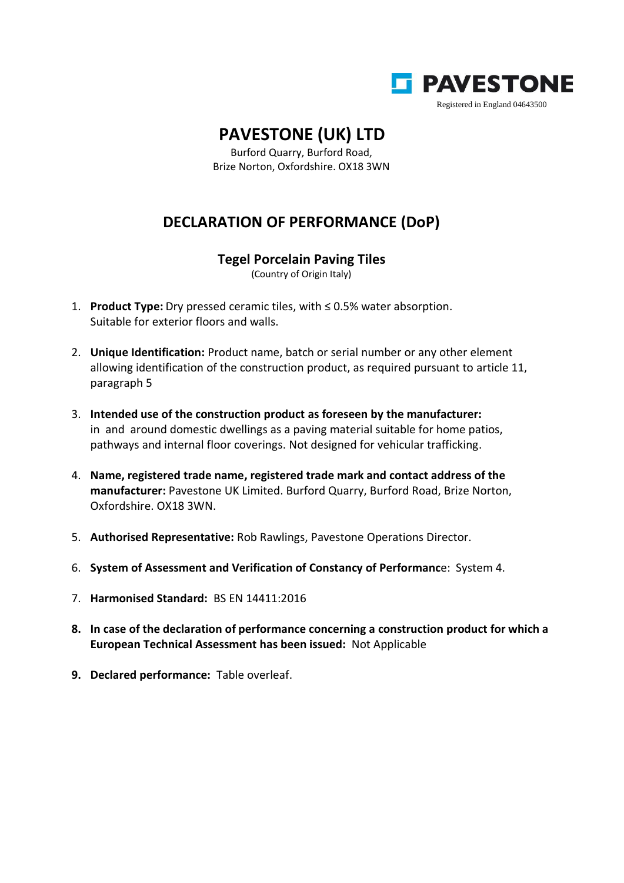PAVESTONE

Registered in England 04643500

# PAVESTONE (UK) LTD

Burford Quarry, Burford Road,
Brize Norton, Oxfordshire. OX18 3WN

## DECLARATION OF PERFORMANCE (DoP)

### Tegel Porcelain Paving Tiles

(Country of Origin Italy)

1. **Product Type:** Dry pressed ceramic tiles, with ≤ 0.5% water absorption. Suitable for exterior floors and walls.

2. **Unique Identification:** Product name, batch or serial number or any other element allowing identification of the construction product, as required pursuant to article 11, paragraph 5

3. **Intended use of the construction product as foreseen by the manufacturer:** in and around domestic dwellings as a paving material suitable for home patios, pathways and internal floor coverings. Not designed for vehicular trafficking.

4. **Name, registered trade name, registered trade mark and contact address of the manufacturer:** Pavestone UK Limited. Burford Quarry, Burford Road, Brize Norton, Oxfordshire. OX18 3WN.

5. **Authorised Representative:** Rob Rawlings, Pavestone Operations Director.

6. **System of Assessment and Verification of Constancy of Performanc**e: System 4.

7. **Harmonised Standard:** BS EN 14411:2016

8. **In case of the declaration of performance concerning a construction product for which a European Technical Assessment has been issued:** Not Applicable

9. **Declared performance:** Table overleaf.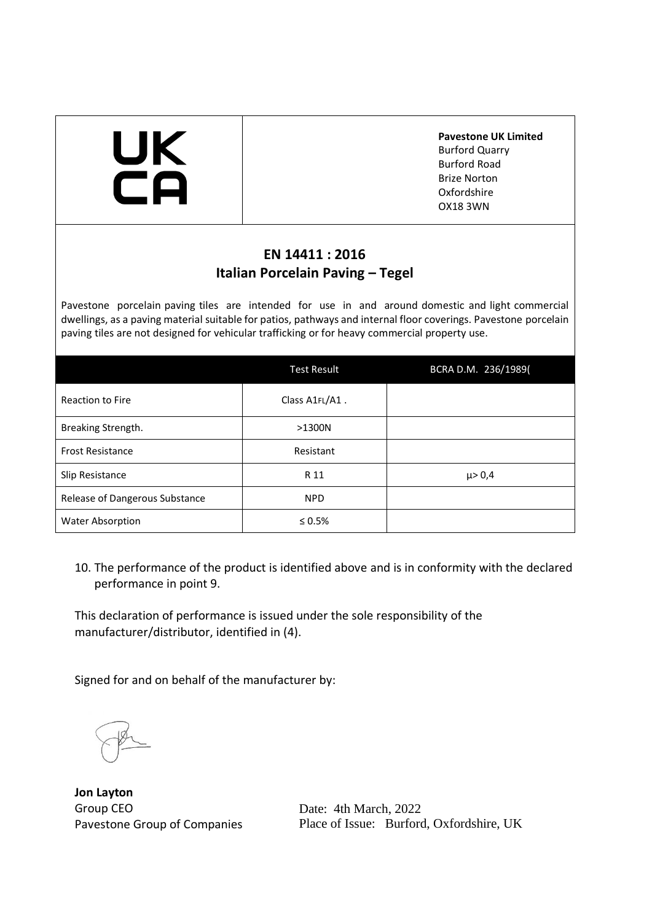| UK CA | Pavestone UK Limited<br>Burford Quarry<br>Burford Road<br>Brize Norton<br>Oxfordshire<br>OX18 3WN |
|---|---|

## EN 14411 : 2016
## Italian Porcelain Paving – Tegel

Pavestone porcelain paving tiles are intended for use in and around domestic and light commercial dwellings, as a paving material suitable for patios, pathways and internal floor coverings. Pavestone porcelain paving tiles are not designed for vehicular trafficking or for heavy commercial property use.

| | Test Result | BCRA D.M. 236/1989( |
|---|---|---|
| Reaction to Fire | Class $A1_{FL}$/A1 . | |
| Breaking Strength. | >1300N | |
| Frost Resistance | Resistant | |
| Slip Resistance | R 11 | μ> 0,4 |
| Release of Dangerous Substance | NPD | |
| Water Absorption | ≤ 0.5% | |

10. The performance of the product is identified above and is in conformity with the declared performance in point 9.

This declaration of performance is issued under the sole responsibility of the manufacturer/distributor, identified in (4).

Signed for and on behalf of the manufacturer by:

**Jon Layton**
Group CEO
Pavestone Group of Companies

Date: 4th March, 2022
Place of Issue: Burford, Oxfordshire, UK